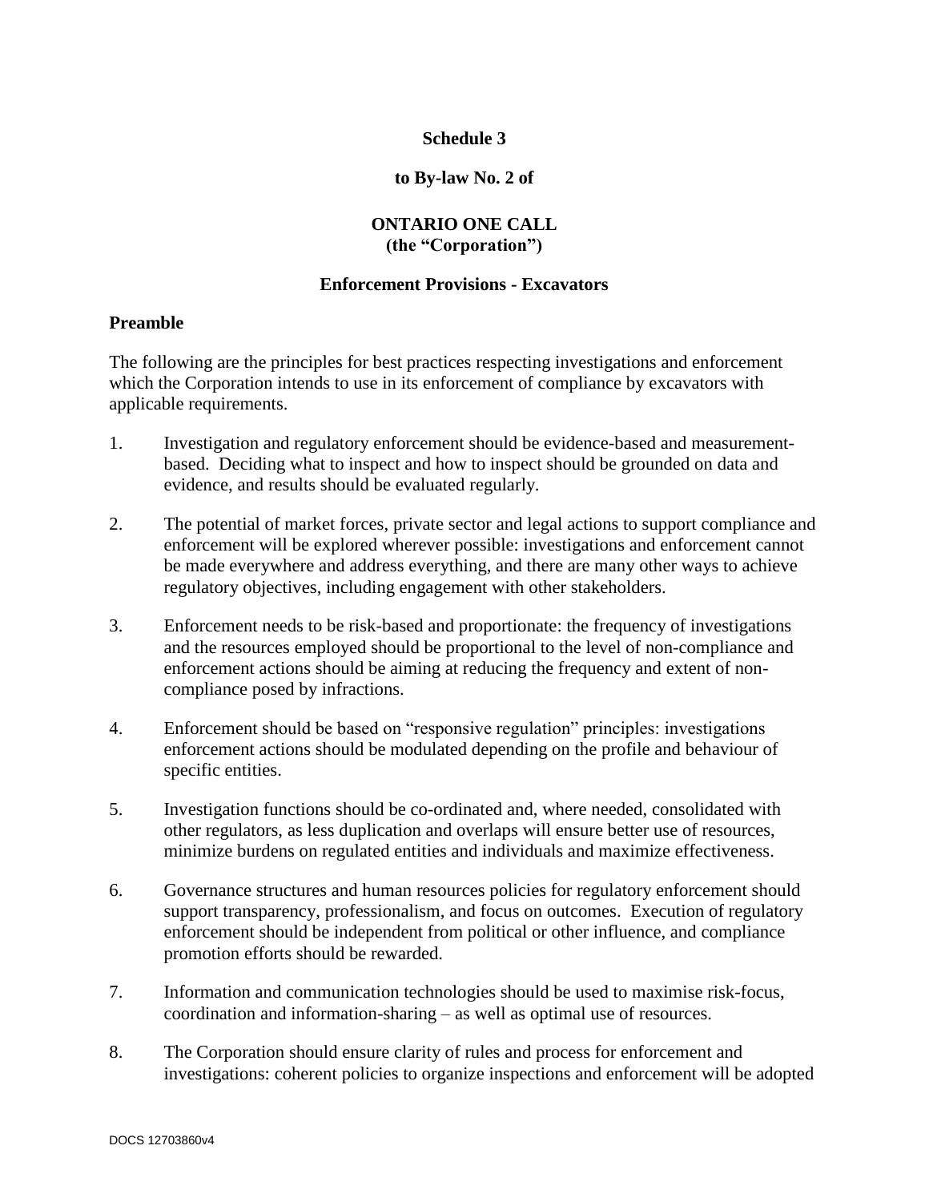**Schedule 3**

**to By-law No. 2 of**

**ONTARIO ONE CALL**
**(the "Corporation")**

**Enforcement Provisions - Excavators**

**Preamble**

The following are the principles for best practices respecting investigations and enforcement which the Corporation intends to use in its enforcement of compliance by excavators with applicable requirements.

1. Investigation and regulatory enforcement should be evidence-based and measurement-based. Deciding what to inspect and how to inspect should be grounded on data and evidence, and results should be evaluated regularly.

2. The potential of market forces, private sector and legal actions to support compliance and enforcement will be explored wherever possible: investigations and enforcement cannot be made everywhere and address everything, and there are many other ways to achieve regulatory objectives, including engagement with other stakeholders.

3. Enforcement needs to be risk-based and proportionate: the frequency of investigations and the resources employed should be proportional to the level of non-compliance and enforcement actions should be aiming at reducing the frequency and extent of non-compliance posed by infractions.

4. Enforcement should be based on "responsive regulation" principles: investigations enforcement actions should be modulated depending on the profile and behaviour of specific entities.

5. Investigation functions should be co-ordinated and, where needed, consolidated with other regulators, as less duplication and overlaps will ensure better use of resources, minimize burdens on regulated entities and individuals and maximize effectiveness.

6. Governance structures and human resources policies for regulatory enforcement should support transparency, professionalism, and focus on outcomes. Execution of regulatory enforcement should be independent from political or other influence, and compliance promotion efforts should be rewarded.

7. Information and communication technologies should be used to maximise risk-focus, coordination and information-sharing – as well as optimal use of resources.

8. The Corporation should ensure clarity of rules and process for enforcement and investigations: coherent policies to organize inspections and enforcement will be adopted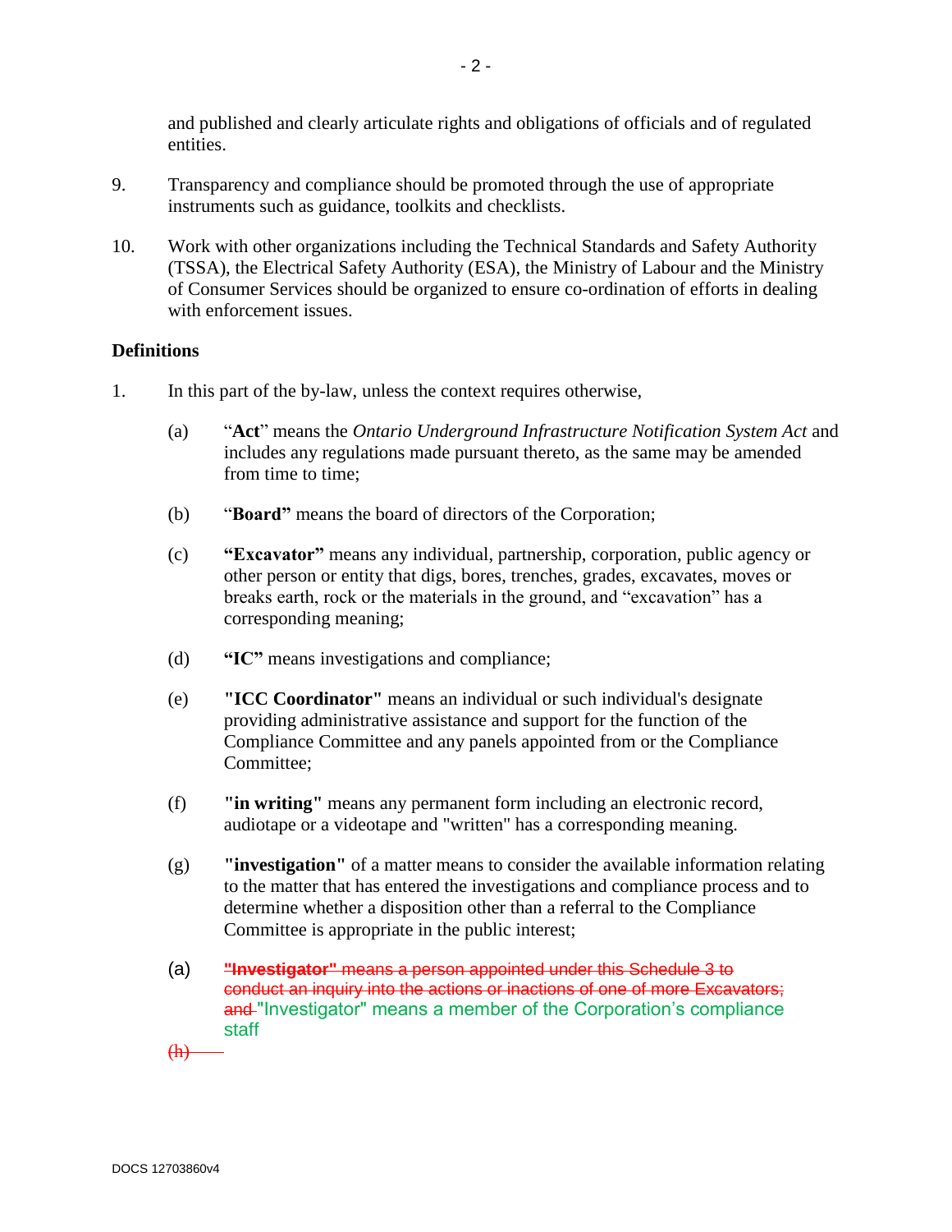and published and clearly articulate rights and obligations of officials and of regulated entities.

9. Transparency and compliance should be promoted through the use of appropriate instruments such as guidance, toolkits and checklists.

10. Work with other organizations including the Technical Standards and Safety Authority (TSSA), the Electrical Safety Authority (ESA), the Ministry of Labour and the Ministry of Consumer Services should be organized to ensure co-ordination of efforts in dealing with enforcement issues.

**Definitions**

1. In this part of the by-law, unless the context requires otherwise,

   (a) "**Act**" means the *Ontario Underground Infrastructure Notification System Act* and includes any regulations made pursuant thereto, as the same may be amended from time to time;

   (b) "**Board"** means the board of directors of the Corporation;

   (c) **"Excavator"** means any individual, partnership, corporation, public agency or other person or entity that digs, bores, trenches, grades, excavates, moves or breaks earth, rock or the materials in the ground, and "excavation" has a corresponding meaning;

   (d) **"IC"** means investigations and compliance;

   (e) **"ICC Coordinator"** means an individual or such individual's designate providing administrative assistance and support for the function of the Compliance Committee and any panels appointed from or the Compliance Committee;

   (f) **"in writing"** means any permanent form including an electronic record, audiotape or a videotape and "written" has a corresponding meaning.

   (g) **"investigation"** of a matter means to consider the available information relating to the matter that has entered the investigations and compliance process and to determine whether a disposition other than a referral to the Compliance Committee is appropriate in the public interest;

   (a) ~~**"Investigator"** means a person appointed under this Schedule 3 to conduct an inquiry into the actions or inactions of one of more Excavators; and~~ "Investigator" means a member of the Corporation's compliance staff

   ~~(h)~~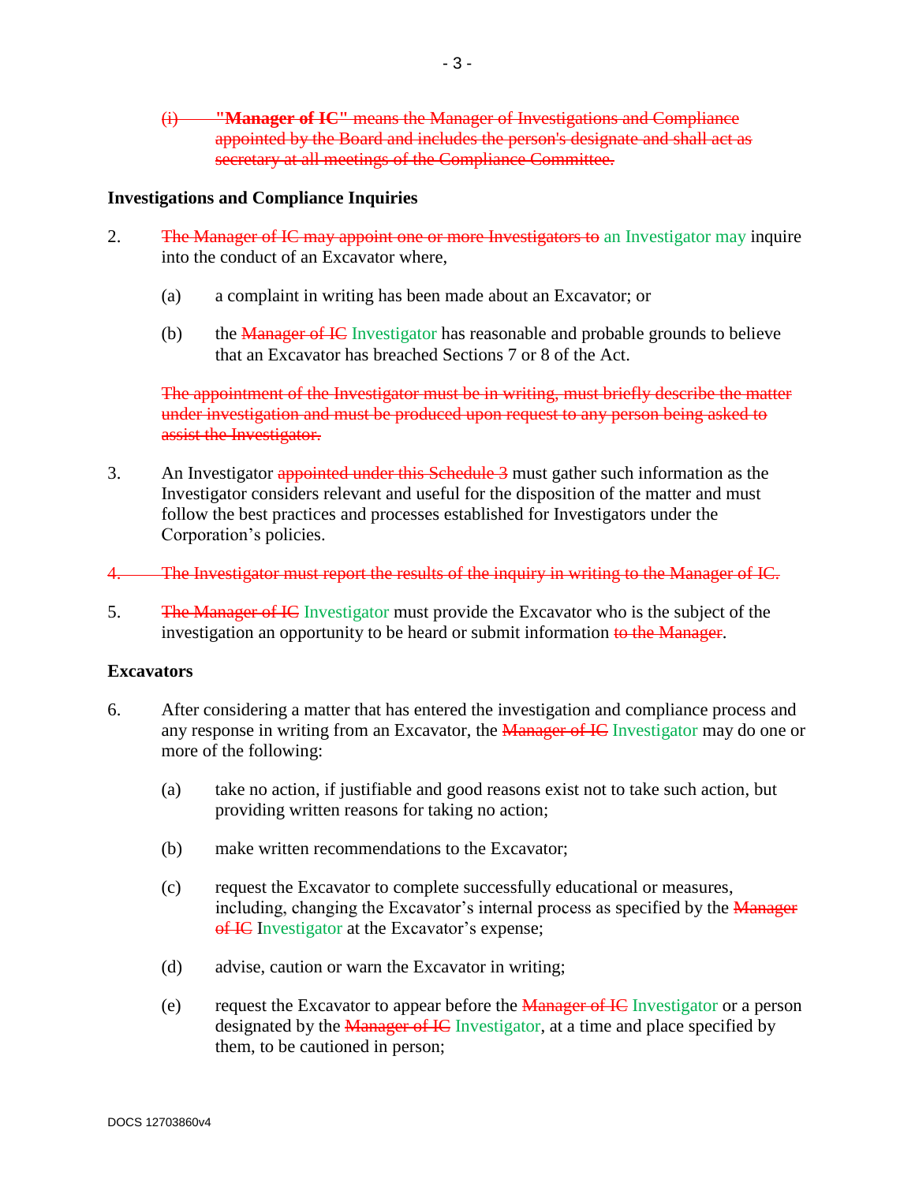~~(i) **"Manager of IC"** means the Manager of Investigations and Compliance appointed by the Board and includes the person's designate and shall act as secretary at all meetings of the Compliance Committee.~~

**Investigations and Compliance Inquiries**

2. ~~The Manager of IC may appoint one or more Investigators to~~ an Investigator may inquire into the conduct of an Excavator where,

   (a) a complaint in writing has been made about an Excavator; or

   (b) the ~~Manager of IC~~ Investigator has reasonable and probable grounds to believe that an Excavator has breached Sections 7 or 8 of the Act.

   ~~The appointment of the Investigator must be in writing, must briefly describe the matter under investigation and must be produced upon request to any person being asked to assist the Investigator.~~

3. An Investigator ~~appointed under this Schedule 3~~ must gather such information as the Investigator considers relevant and useful for the disposition of the matter and must follow the best practices and processes established for Investigators under the Corporation's policies.

~~4. The Investigator must report the results of the inquiry in writing to the Manager of IC.~~

5. ~~The Manager of IC~~ Investigator must provide the Excavator who is the subject of the investigation an opportunity to be heard or submit information ~~to the Manager~~.

**Excavators**

6. After considering a matter that has entered the investigation and compliance process and any response in writing from an Excavator, the ~~Manager of IC~~ Investigator may do one or more of the following:

   (a) take no action, if justifiable and good reasons exist not to take such action, but providing written reasons for taking no action;

   (b) make written recommendations to the Excavator;

   (c) request the Excavator to complete successfully educational or measures, including, changing the Excavator's internal process as specified by the ~~Manager of IC~~ Investigator at the Excavator's expense;

   (d) advise, caution or warn the Excavator in writing;

   (e) request the Excavator to appear before the ~~Manager of IC~~ Investigator or a person designated by the ~~Manager of IC~~ Investigator, at a time and place specified by them, to be cautioned in person;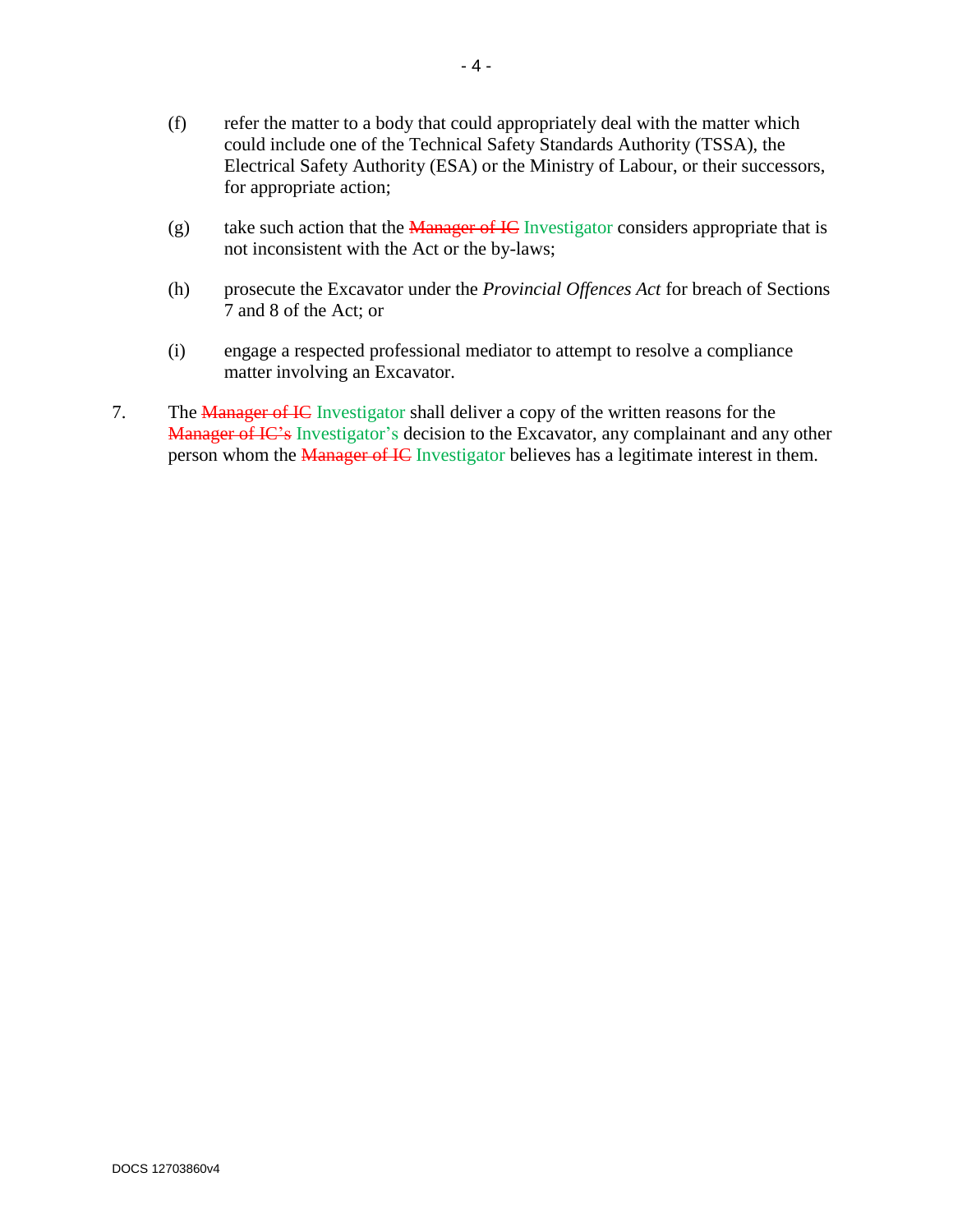(f) refer the matter to a body that could appropriately deal with the matter which could include one of the Technical Safety Standards Authority (TSSA), the Electrical Safety Authority (ESA) or the Ministry of Labour, or their successors, for appropriate action;

(g) take such action that the ~~Manager of IC~~ Investigator considers appropriate that is not inconsistent with the Act or the by-laws;

(h) prosecute the Excavator under the *Provincial Offences Act* for breach of Sections 7 and 8 of the Act; or

(i) engage a respected professional mediator to attempt to resolve a compliance matter involving an Excavator.

7. The ~~Manager of IC~~ Investigator shall deliver a copy of the written reasons for the ~~Manager of IC's~~ Investigator's decision to the Excavator, any complainant and any other person whom the ~~Manager of IC~~ Investigator believes has a legitimate interest in them.

DOCS 12703860v4